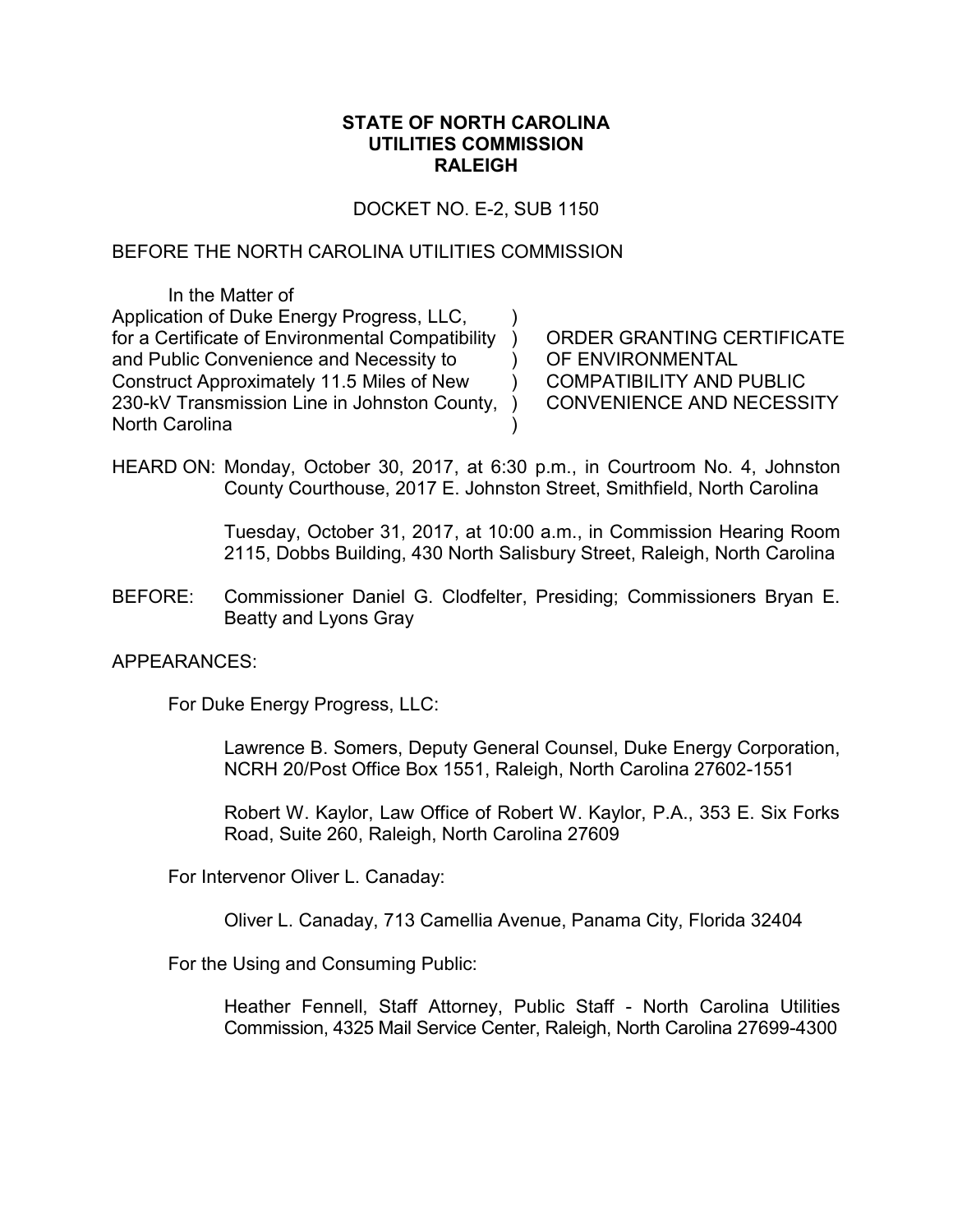**STATE OF NORTH CAROLINA**
**UTILITIES COMMISSION**
**RALEIGH**

DOCKET NO. E-2, SUB 1150

BEFORE THE NORTH CAROLINA UTILITIES COMMISSION

| In the Matter of | | |
|---|---|---|
| Application of Duke Energy Progress, LLC, | ) | |
| for a Certificate of Environmental Compatibility | ) | ORDER GRANTING CERTIFICATE |
| and Public Convenience and Necessity to | ) | OF ENVIRONMENTAL |
| Construct Approximately 11.5 Miles of New | ) | COMPATIBILITY AND PUBLIC |
| 230-kV Transmission Line in Johnston County, | ) | CONVENIENCE AND NECESSITY |
| North Carolina | ) | |

HEARD ON: Monday, October 30, 2017, at 6:30 p.m., in Courtroom No. 4, Johnston County Courthouse, 2017 E. Johnston Street, Smithfield, North Carolina

Tuesday, October 31, 2017, at 10:00 a.m., in Commission Hearing Room 2115, Dobbs Building, 430 North Salisbury Street, Raleigh, North Carolina

BEFORE: Commissioner Daniel G. Clodfelter, Presiding; Commissioners Bryan E. Beatty and Lyons Gray

APPEARANCES:

For Duke Energy Progress, LLC:

Lawrence B. Somers, Deputy General Counsel, Duke Energy Corporation, NCRH 20/Post Office Box 1551, Raleigh, North Carolina 27602-1551

Robert W. Kaylor, Law Office of Robert W. Kaylor, P.A., 353 E. Six Forks Road, Suite 260, Raleigh, North Carolina 27609

For Intervenor Oliver L. Canaday:

Oliver L. Canaday, 713 Camellia Avenue, Panama City, Florida 32404

For the Using and Consuming Public:

Heather Fennell, Staff Attorney, Public Staff - North Carolina Utilities Commission, 4325 Mail Service Center, Raleigh, North Carolina 27699-4300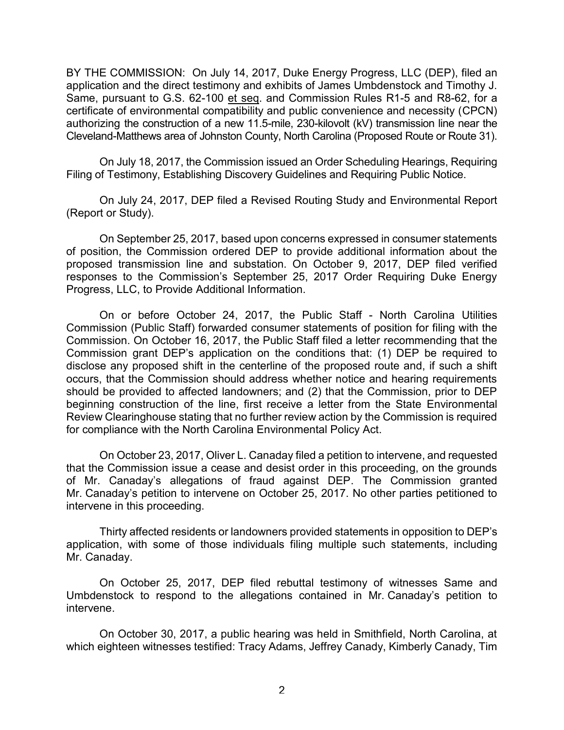BY THE COMMISSION: On July 14, 2017, Duke Energy Progress, LLC (DEP), filed an application and the direct testimony and exhibits of James Umbdenstock and Timothy J. Same, pursuant to G.S. 62-100 et seq. and Commission Rules R1-5 and R8-62, for a certificate of environmental compatibility and public convenience and necessity (CPCN) authorizing the construction of a new 11.5-mile, 230-kilovolt (kV) transmission line near the Cleveland-Matthews area of Johnston County, North Carolina (Proposed Route or Route 31).

On July 18, 2017, the Commission issued an Order Scheduling Hearings, Requiring Filing of Testimony, Establishing Discovery Guidelines and Requiring Public Notice.

On July 24, 2017, DEP filed a Revised Routing Study and Environmental Report (Report or Study).

On September 25, 2017, based upon concerns expressed in consumer statements of position, the Commission ordered DEP to provide additional information about the proposed transmission line and substation. On October 9, 2017, DEP filed verified responses to the Commission's September 25, 2017 Order Requiring Duke Energy Progress, LLC, to Provide Additional Information.

On or before October 24, 2017, the Public Staff - North Carolina Utilities Commission (Public Staff) forwarded consumer statements of position for filing with the Commission. On October 16, 2017, the Public Staff filed a letter recommending that the Commission grant DEP's application on the conditions that: (1) DEP be required to disclose any proposed shift in the centerline of the proposed route and, if such a shift occurs, that the Commission should address whether notice and hearing requirements should be provided to affected landowners; and (2) that the Commission, prior to DEP beginning construction of the line, first receive a letter from the State Environmental Review Clearinghouse stating that no further review action by the Commission is required for compliance with the North Carolina Environmental Policy Act.

On October 23, 2017, Oliver L. Canaday filed a petition to intervene, and requested that the Commission issue a cease and desist order in this proceeding, on the grounds of Mr. Canaday's allegations of fraud against DEP. The Commission granted Mr. Canaday's petition to intervene on October 25, 2017. No other parties petitioned to intervene in this proceeding.

Thirty affected residents or landowners provided statements in opposition to DEP's application, with some of those individuals filing multiple such statements, including Mr. Canaday.

On October 25, 2017, DEP filed rebuttal testimony of witnesses Same and Umbdenstock to respond to the allegations contained in Mr. Canaday's petition to intervene.

On October 30, 2017, a public hearing was held in Smithfield, North Carolina, at which eighteen witnesses testified: Tracy Adams, Jeffrey Canady, Kimberly Canady, Tim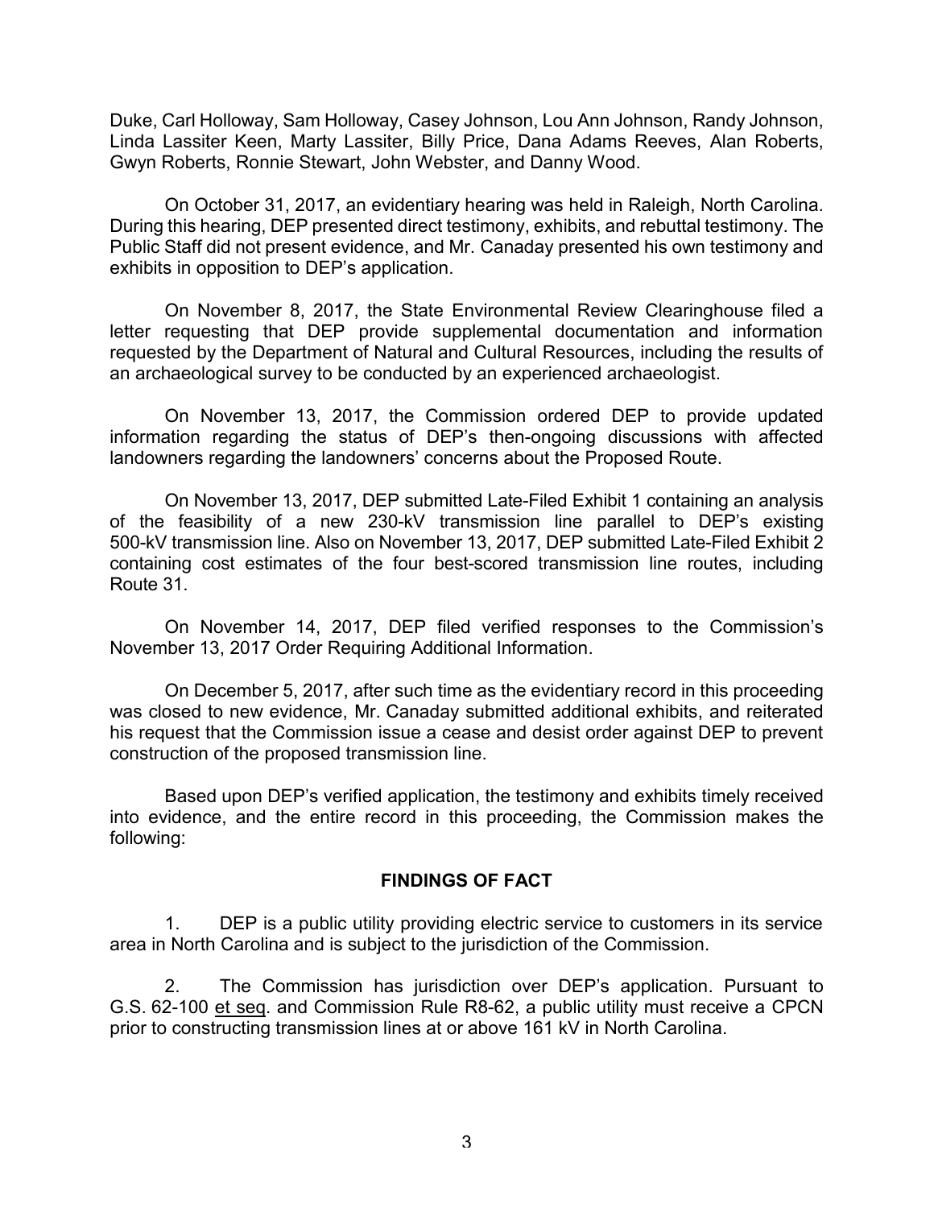Duke, Carl Holloway, Sam Holloway, Casey Johnson, Lou Ann Johnson, Randy Johnson, Linda Lassiter Keen, Marty Lassiter, Billy Price, Dana Adams Reeves, Alan Roberts, Gwyn Roberts, Ronnie Stewart, John Webster, and Danny Wood.

On October 31, 2017, an evidentiary hearing was held in Raleigh, North Carolina. During this hearing, DEP presented direct testimony, exhibits, and rebuttal testimony. The Public Staff did not present evidence, and Mr. Canaday presented his own testimony and exhibits in opposition to DEP's application.

On November 8, 2017, the State Environmental Review Clearinghouse filed a letter requesting that DEP provide supplemental documentation and information requested by the Department of Natural and Cultural Resources, including the results of an archaeological survey to be conducted by an experienced archaeologist.

On November 13, 2017, the Commission ordered DEP to provide updated information regarding the status of DEP's then-ongoing discussions with affected landowners regarding the landowners' concerns about the Proposed Route.

On November 13, 2017, DEP submitted Late-Filed Exhibit 1 containing an analysis of the feasibility of a new 230-kV transmission line parallel to DEP's existing 500-kV transmission line. Also on November 13, 2017, DEP submitted Late-Filed Exhibit 2 containing cost estimates of the four best-scored transmission line routes, including Route 31.

On November 14, 2017, DEP filed verified responses to the Commission's November 13, 2017 Order Requiring Additional Information.

On December 5, 2017, after such time as the evidentiary record in this proceeding was closed to new evidence, Mr. Canaday submitted additional exhibits, and reiterated his request that the Commission issue a cease and desist order against DEP to prevent construction of the proposed transmission line.

Based upon DEP's verified application, the testimony and exhibits timely received into evidence, and the entire record in this proceeding, the Commission makes the following:

## FINDINGS OF FACT

1. DEP is a public utility providing electric service to customers in its service area in North Carolina and is subject to the jurisdiction of the Commission.

2. The Commission has jurisdiction over DEP's application. Pursuant to G.S. 62-100 et seq. and Commission Rule R8-62, a public utility must receive a CPCN prior to constructing transmission lines at or above 161 kV in North Carolina.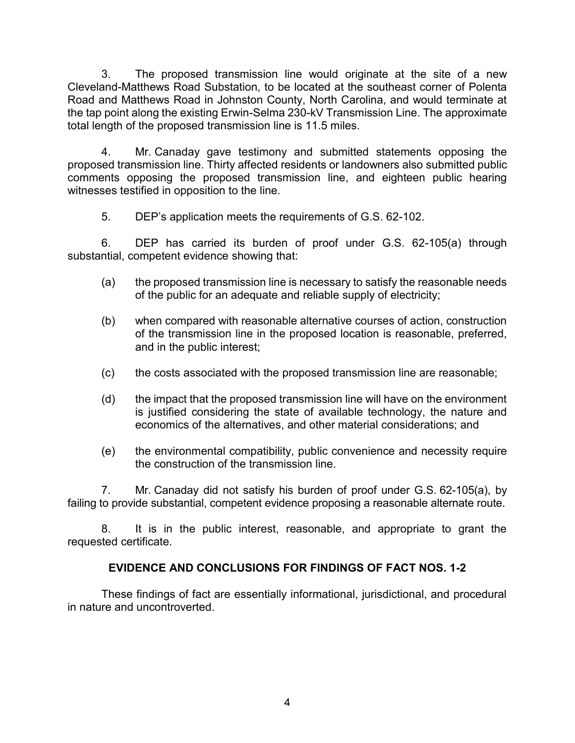3. The proposed transmission line would originate at the site of a new Cleveland-Matthews Road Substation, to be located at the southeast corner of Polenta Road and Matthews Road in Johnston County, North Carolina, and would terminate at the tap point along the existing Erwin-Selma 230-kV Transmission Line. The approximate total length of the proposed transmission line is 11.5 miles.

4. Mr. Canaday gave testimony and submitted statements opposing the proposed transmission line. Thirty affected residents or landowners also submitted public comments opposing the proposed transmission line, and eighteen public hearing witnesses testified in opposition to the line.

5. DEP's application meets the requirements of G.S. 62-102.

6. DEP has carried its burden of proof under G.S. 62-105(a) through substantial, competent evidence showing that:

(a) the proposed transmission line is necessary to satisfy the reasonable needs of the public for an adequate and reliable supply of electricity;

(b) when compared with reasonable alternative courses of action, construction of the transmission line in the proposed location is reasonable, preferred, and in the public interest;

(c) the costs associated with the proposed transmission line are reasonable;

(d) the impact that the proposed transmission line will have on the environment is justified considering the state of available technology, the nature and economics of the alternatives, and other material considerations; and

(e) the environmental compatibility, public convenience and necessity require the construction of the transmission line.

7. Mr. Canaday did not satisfy his burden of proof under G.S. 62-105(a), by failing to provide substantial, competent evidence proposing a reasonable alternate route.

8. It is in the public interest, reasonable, and appropriate to grant the requested certificate.

## EVIDENCE AND CONCLUSIONS FOR FINDINGS OF FACT NOS. 1-2

These findings of fact are essentially informational, jurisdictional, and procedural in nature and uncontroverted.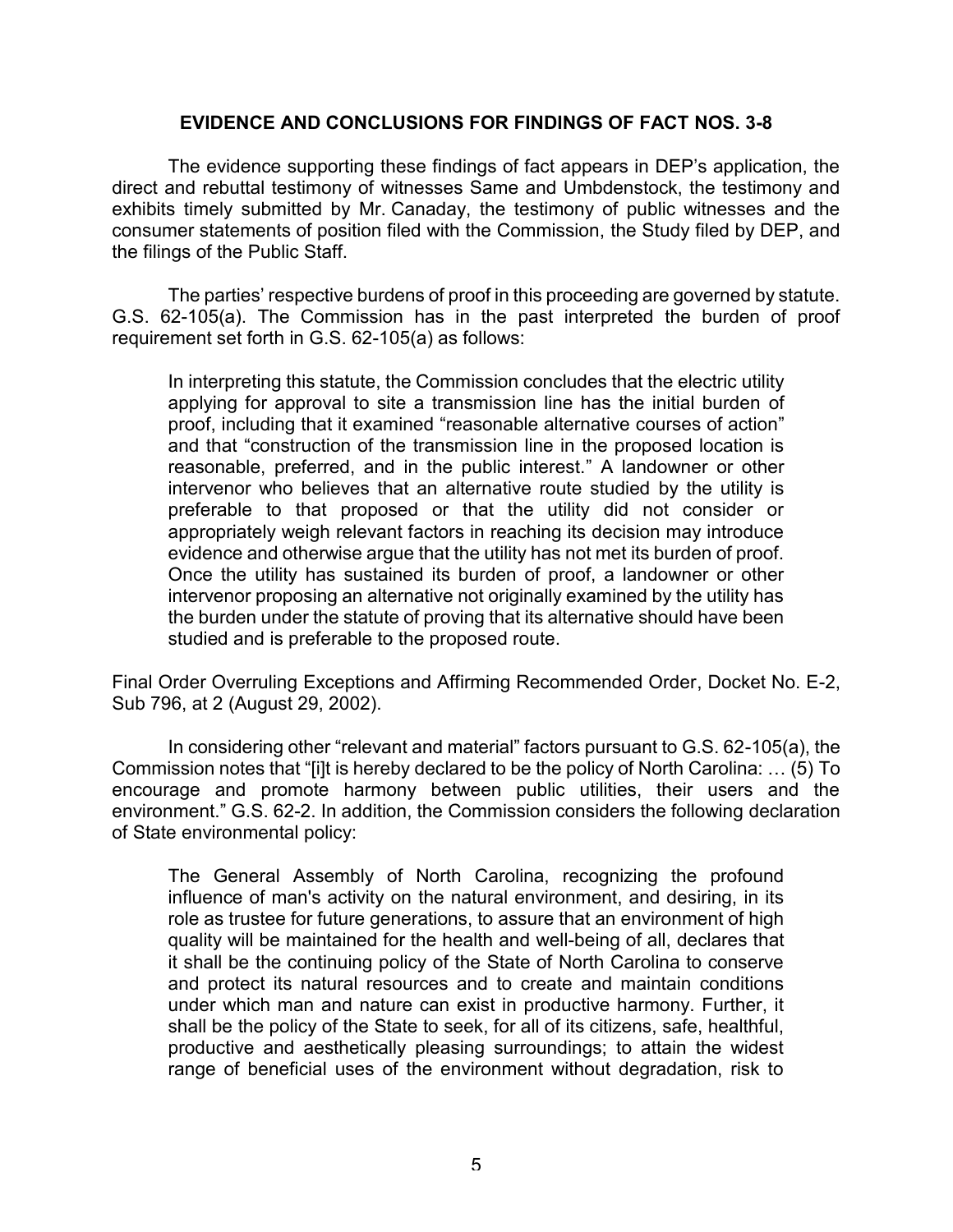**EVIDENCE AND CONCLUSIONS FOR FINDINGS OF FACT NOS. 3-8**

The evidence supporting these findings of fact appears in DEP's application, the direct and rebuttal testimony of witnesses Same and Umbdenstock, the testimony and exhibits timely submitted by Mr. Canaday, the testimony of public witnesses and the consumer statements of position filed with the Commission, the Study filed by DEP, and the filings of the Public Staff.

The parties' respective burdens of proof in this proceeding are governed by statute. G.S. 62-105(a). The Commission has in the past interpreted the burden of proof requirement set forth in G.S. 62-105(a) as follows:

> In interpreting this statute, the Commission concludes that the electric utility applying for approval to site a transmission line has the initial burden of proof, including that it examined "reasonable alternative courses of action" and that "construction of the transmission line in the proposed location is reasonable, preferred, and in the public interest." A landowner or other intervenor who believes that an alternative route studied by the utility is preferable to that proposed or that the utility did not consider or appropriately weigh relevant factors in reaching its decision may introduce evidence and otherwise argue that the utility has not met its burden of proof. Once the utility has sustained its burden of proof, a landowner or other intervenor proposing an alternative not originally examined by the utility has the burden under the statute of proving that its alternative should have been studied and is preferable to the proposed route.

Final Order Overruling Exceptions and Affirming Recommended Order, Docket No. E-2, Sub 796, at 2 (August 29, 2002).

In considering other "relevant and material" factors pursuant to G.S. 62-105(a), the Commission notes that "[i]t is hereby declared to be the policy of North Carolina: … (5) To encourage and promote harmony between public utilities, their users and the environment." G.S. 62-2. In addition, the Commission considers the following declaration of State environmental policy:

> The General Assembly of North Carolina, recognizing the profound influence of man's activity on the natural environment, and desiring, in its role as trustee for future generations, to assure that an environment of high quality will be maintained for the health and well-being of all, declares that it shall be the continuing policy of the State of North Carolina to conserve and protect its natural resources and to create and maintain conditions under which man and nature can exist in productive harmony. Further, it shall be the policy of the State to seek, for all of its citizens, safe, healthful, productive and aesthetically pleasing surroundings; to attain the widest range of beneficial uses of the environment without degradation, risk to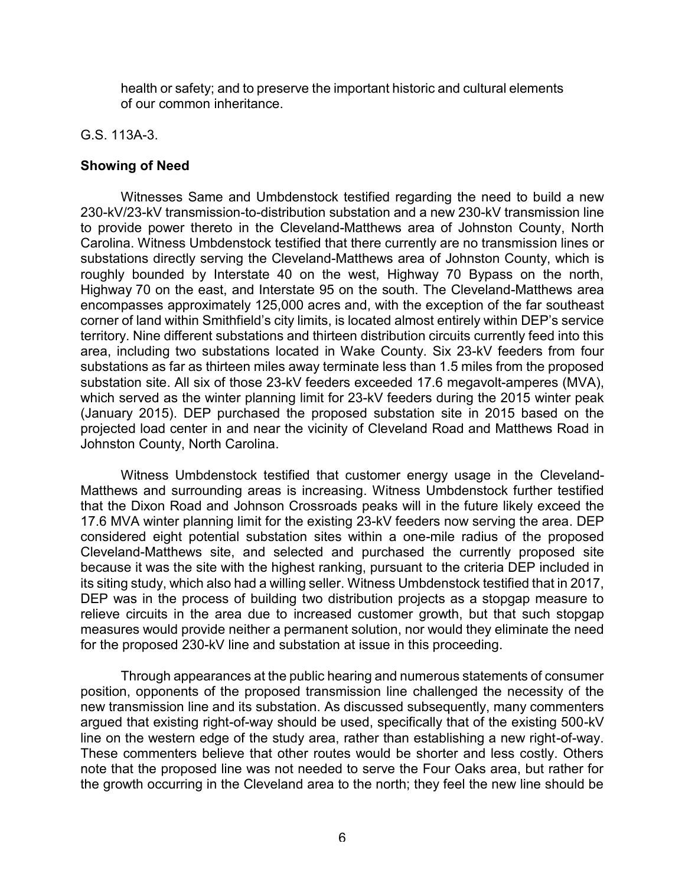health or safety; and to preserve the important historic and cultural elements of our common inheritance.

G.S. 113A-3.

**Showing of Need**

Witnesses Same and Umbdenstock testified regarding the need to build a new 230-kV/23-kV transmission-to-distribution substation and a new 230-kV transmission line to provide power thereto in the Cleveland-Matthews area of Johnston County, North Carolina. Witness Umbdenstock testified that there currently are no transmission lines or substations directly serving the Cleveland-Matthews area of Johnston County, which is roughly bounded by Interstate 40 on the west, Highway 70 Bypass on the north, Highway 70 on the east, and Interstate 95 on the south. The Cleveland-Matthews area encompasses approximately 125,000 acres and, with the exception of the far southeast corner of land within Smithfield's city limits, is located almost entirely within DEP's service territory. Nine different substations and thirteen distribution circuits currently feed into this area, including two substations located in Wake County. Six 23-kV feeders from four substations as far as thirteen miles away terminate less than 1.5 miles from the proposed substation site. All six of those 23-kV feeders exceeded 17.6 megavolt-amperes (MVA), which served as the winter planning limit for 23-kV feeders during the 2015 winter peak (January 2015). DEP purchased the proposed substation site in 2015 based on the projected load center in and near the vicinity of Cleveland Road and Matthews Road in Johnston County, North Carolina.

Witness Umbdenstock testified that customer energy usage in the Cleveland-Matthews and surrounding areas is increasing. Witness Umbdenstock further testified that the Dixon Road and Johnson Crossroads peaks will in the future likely exceed the 17.6 MVA winter planning limit for the existing 23-kV feeders now serving the area. DEP considered eight potential substation sites within a one-mile radius of the proposed Cleveland-Matthews site, and selected and purchased the currently proposed site because it was the site with the highest ranking, pursuant to the criteria DEP included in its siting study, which also had a willing seller. Witness Umbdenstock testified that in 2017, DEP was in the process of building two distribution projects as a stopgap measure to relieve circuits in the area due to increased customer growth, but that such stopgap measures would provide neither a permanent solution, nor would they eliminate the need for the proposed 230-kV line and substation at issue in this proceeding.

Through appearances at the public hearing and numerous statements of consumer position, opponents of the proposed transmission line challenged the necessity of the new transmission line and its substation. As discussed subsequently, many commenters argued that existing right-of-way should be used, specifically that of the existing 500-kV line on the western edge of the study area, rather than establishing a new right-of-way. These commenters believe that other routes would be shorter and less costly. Others note that the proposed line was not needed to serve the Four Oaks area, but rather for the growth occurring in the Cleveland area to the north; they feel the new line should be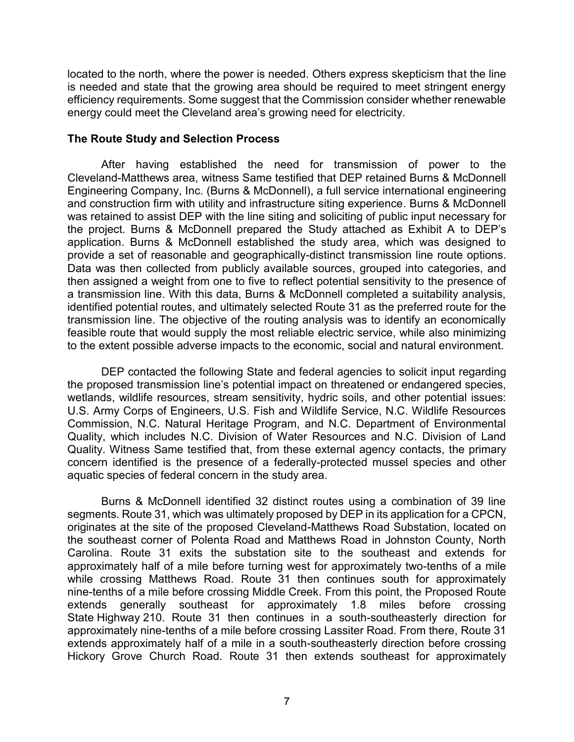located to the north, where the power is needed. Others express skepticism that the line is needed and state that the growing area should be required to meet stringent energy efficiency requirements. Some suggest that the Commission consider whether renewable energy could meet the Cleveland area's growing need for electricity.

**The Route Study and Selection Process**

After having established the need for transmission of power to the Cleveland-Matthews area, witness Same testified that DEP retained Burns & McDonnell Engineering Company, Inc. (Burns & McDonnell), a full service international engineering and construction firm with utility and infrastructure siting experience. Burns & McDonnell was retained to assist DEP with the line siting and soliciting of public input necessary for the project. Burns & McDonnell prepared the Study attached as Exhibit A to DEP's application. Burns & McDonnell established the study area, which was designed to provide a set of reasonable and geographically-distinct transmission line route options. Data was then collected from publicly available sources, grouped into categories, and then assigned a weight from one to five to reflect potential sensitivity to the presence of a transmission line. With this data, Burns & McDonnell completed a suitability analysis, identified potential routes, and ultimately selected Route 31 as the preferred route for the transmission line. The objective of the routing analysis was to identify an economically feasible route that would supply the most reliable electric service, while also minimizing to the extent possible adverse impacts to the economic, social and natural environment.

DEP contacted the following State and federal agencies to solicit input regarding the proposed transmission line's potential impact on threatened or endangered species, wetlands, wildlife resources, stream sensitivity, hydric soils, and other potential issues: U.S. Army Corps of Engineers, U.S. Fish and Wildlife Service, N.C. Wildlife Resources Commission, N.C. Natural Heritage Program, and N.C. Department of Environmental Quality, which includes N.C. Division of Water Resources and N.C. Division of Land Quality. Witness Same testified that, from these external agency contacts, the primary concern identified is the presence of a federally-protected mussel species and other aquatic species of federal concern in the study area.

Burns & McDonnell identified 32 distinct routes using a combination of 39 line segments. Route 31, which was ultimately proposed by DEP in its application for a CPCN, originates at the site of the proposed Cleveland-Matthews Road Substation, located on the southeast corner of Polenta Road and Matthews Road in Johnston County, North Carolina. Route 31 exits the substation site to the southeast and extends for approximately half of a mile before turning west for approximately two-tenths of a mile while crossing Matthews Road. Route 31 then continues south for approximately nine-tenths of a mile before crossing Middle Creek. From this point, the Proposed Route extends generally southeast for approximately 1.8 miles before crossing State Highway 210. Route 31 then continues in a south-southeasterly direction for approximately nine-tenths of a mile before crossing Lassiter Road. From there, Route 31 extends approximately half of a mile in a south-southeasterly direction before crossing Hickory Grove Church Road. Route 31 then extends southeast for approximately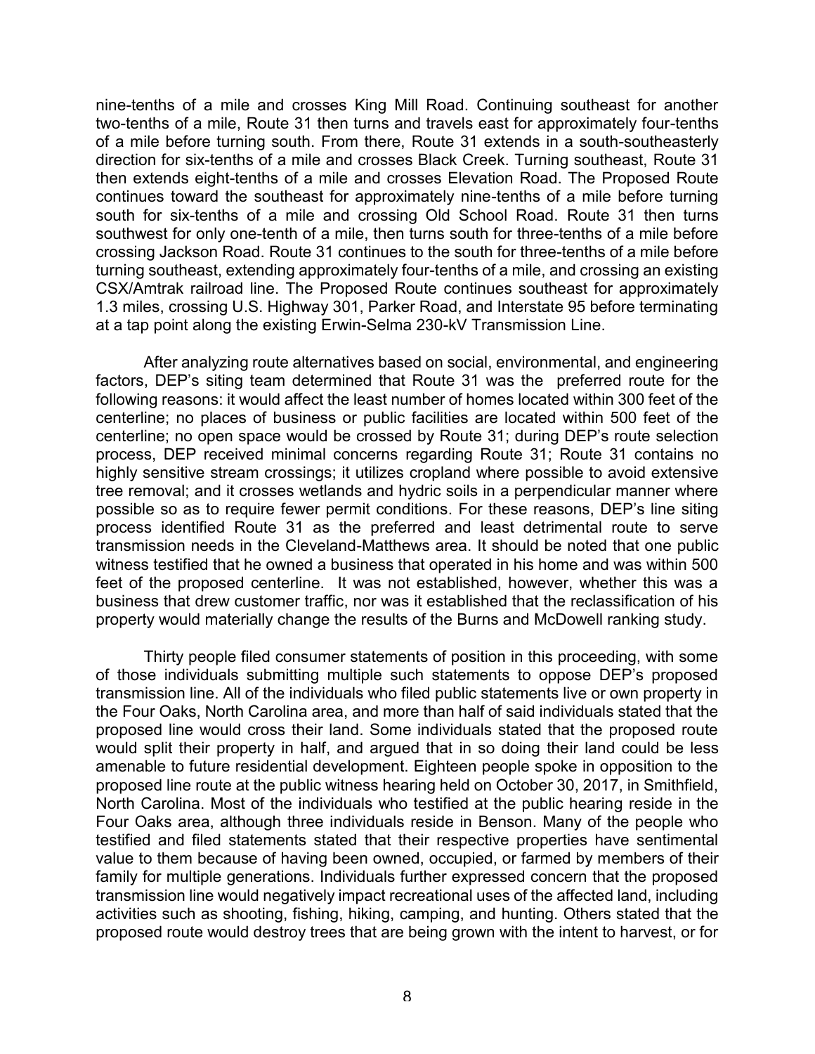nine-tenths of a mile and crosses King Mill Road. Continuing southeast for another two-tenths of a mile, Route 31 then turns and travels east for approximately four-tenths of a mile before turning south. From there, Route 31 extends in a south-southeasterly direction for six-tenths of a mile and crosses Black Creek. Turning southeast, Route 31 then extends eight-tenths of a mile and crosses Elevation Road. The Proposed Route continues toward the southeast for approximately nine-tenths of a mile before turning south for six-tenths of a mile and crossing Old School Road. Route 31 then turns southwest for only one-tenth of a mile, then turns south for three-tenths of a mile before crossing Jackson Road. Route 31 continues to the south for three-tenths of a mile before turning southeast, extending approximately four-tenths of a mile, and crossing an existing CSX/Amtrak railroad line. The Proposed Route continues southeast for approximately 1.3 miles, crossing U.S. Highway 301, Parker Road, and Interstate 95 before terminating at a tap point along the existing Erwin-Selma 230-kV Transmission Line.

After analyzing route alternatives based on social, environmental, and engineering factors, DEP's siting team determined that Route 31 was the preferred route for the following reasons: it would affect the least number of homes located within 300 feet of the centerline; no places of business or public facilities are located within 500 feet of the centerline; no open space would be crossed by Route 31; during DEP's route selection process, DEP received minimal concerns regarding Route 31; Route 31 contains no highly sensitive stream crossings; it utilizes cropland where possible to avoid extensive tree removal; and it crosses wetlands and hydric soils in a perpendicular manner where possible so as to require fewer permit conditions. For these reasons, DEP's line siting process identified Route 31 as the preferred and least detrimental route to serve transmission needs in the Cleveland-Matthews area. It should be noted that one public witness testified that he owned a business that operated in his home and was within 500 feet of the proposed centerline. It was not established, however, whether this was a business that drew customer traffic, nor was it established that the reclassification of his property would materially change the results of the Burns and McDowell ranking study.

Thirty people filed consumer statements of position in this proceeding, with some of those individuals submitting multiple such statements to oppose DEP's proposed transmission line. All of the individuals who filed public statements live or own property in the Four Oaks, North Carolina area, and more than half of said individuals stated that the proposed line would cross their land. Some individuals stated that the proposed route would split their property in half, and argued that in so doing their land could be less amenable to future residential development. Eighteen people spoke in opposition to the proposed line route at the public witness hearing held on October 30, 2017, in Smithfield, North Carolina. Most of the individuals who testified at the public hearing reside in the Four Oaks area, although three individuals reside in Benson. Many of the people who testified and filed statements stated that their respective properties have sentimental value to them because of having been owned, occupied, or farmed by members of their family for multiple generations. Individuals further expressed concern that the proposed transmission line would negatively impact recreational uses of the affected land, including activities such as shooting, fishing, hiking, camping, and hunting. Others stated that the proposed route would destroy trees that are being grown with the intent to harvest, or for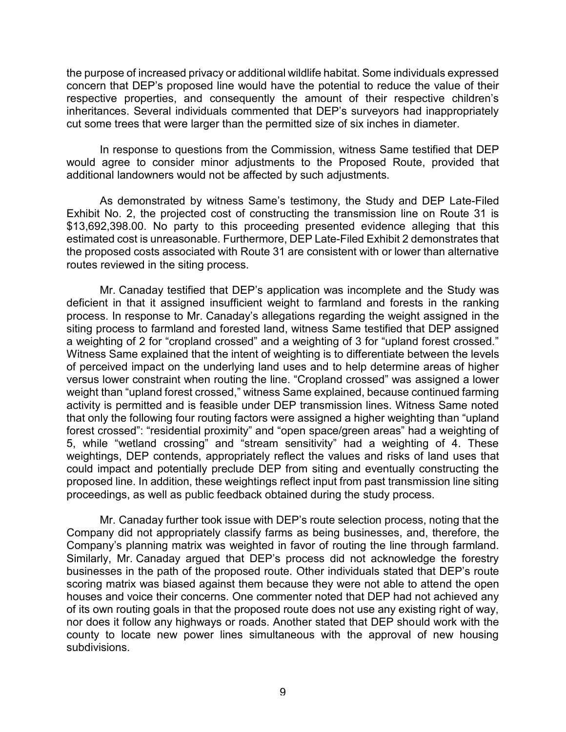the purpose of increased privacy or additional wildlife habitat. Some individuals expressed concern that DEP's proposed line would have the potential to reduce the value of their respective properties, and consequently the amount of their respective children's inheritances. Several individuals commented that DEP's surveyors had inappropriately cut some trees that were larger than the permitted size of six inches in diameter.

In response to questions from the Commission, witness Same testified that DEP would agree to consider minor adjustments to the Proposed Route, provided that additional landowners would not be affected by such adjustments.

As demonstrated by witness Same's testimony, the Study and DEP Late-Filed Exhibit No. 2, the projected cost of constructing the transmission line on Route 31 is $13,692,398.00. No party to this proceeding presented evidence alleging that this estimated cost is unreasonable. Furthermore, DEP Late-Filed Exhibit 2 demonstrates that the proposed costs associated with Route 31 are consistent with or lower than alternative routes reviewed in the siting process.

Mr. Canaday testified that DEP's application was incomplete and the Study was deficient in that it assigned insufficient weight to farmland and forests in the ranking process. In response to Mr. Canaday's allegations regarding the weight assigned in the siting process to farmland and forested land, witness Same testified that DEP assigned a weighting of 2 for "cropland crossed" and a weighting of 3 for "upland forest crossed." Witness Same explained that the intent of weighting is to differentiate between the levels of perceived impact on the underlying land uses and to help determine areas of higher versus lower constraint when routing the line. "Cropland crossed" was assigned a lower weight than "upland forest crossed," witness Same explained, because continued farming activity is permitted and is feasible under DEP transmission lines. Witness Same noted that only the following four routing factors were assigned a higher weighting than "upland forest crossed": "residential proximity" and "open space/green areas" had a weighting of 5, while "wetland crossing" and "stream sensitivity" had a weighting of 4. These weightings, DEP contends, appropriately reflect the values and risks of land uses that could impact and potentially preclude DEP from siting and eventually constructing the proposed line. In addition, these weightings reflect input from past transmission line siting proceedings, as well as public feedback obtained during the study process.

Mr. Canaday further took issue with DEP's route selection process, noting that the Company did not appropriately classify farms as being businesses, and, therefore, the Company's planning matrix was weighted in favor of routing the line through farmland. Similarly, Mr. Canaday argued that DEP's process did not acknowledge the forestry businesses in the path of the proposed route. Other individuals stated that DEP's route scoring matrix was biased against them because they were not able to attend the open houses and voice their concerns. One commenter noted that DEP had not achieved any of its own routing goals in that the proposed route does not use any existing right of way, nor does it follow any highways or roads. Another stated that DEP should work with the county to locate new power lines simultaneous with the approval of new housing subdivisions.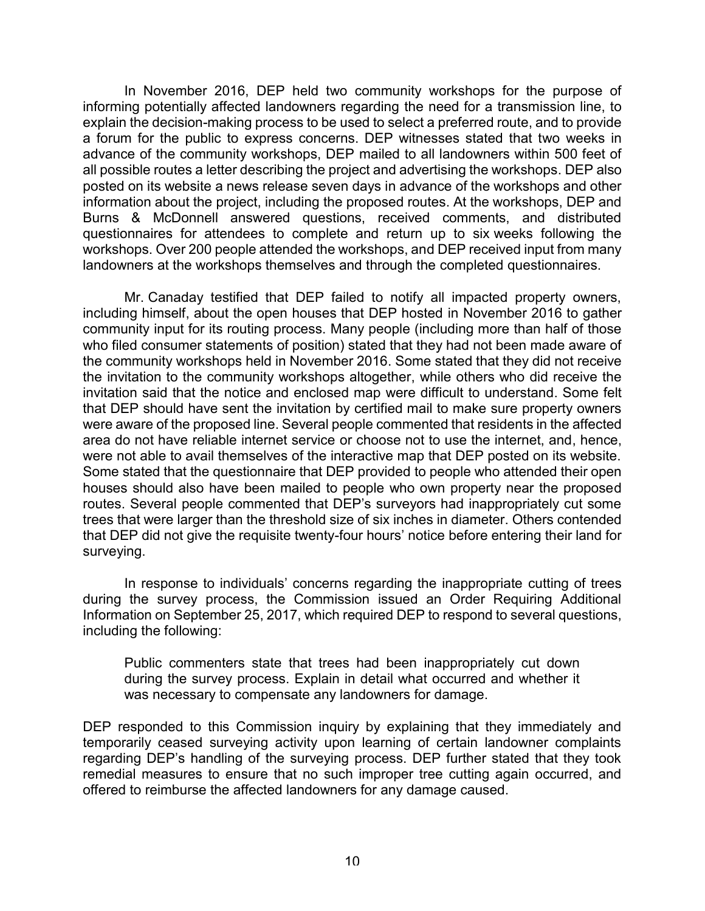In November 2016, DEP held two community workshops for the purpose of informing potentially affected landowners regarding the need for a transmission line, to explain the decision-making process to be used to select a preferred route, and to provide a forum for the public to express concerns. DEP witnesses stated that two weeks in advance of the community workshops, DEP mailed to all landowners within 500 feet of all possible routes a letter describing the project and advertising the workshops. DEP also posted on its website a news release seven days in advance of the workshops and other information about the project, including the proposed routes. At the workshops, DEP and Burns & McDonnell answered questions, received comments, and distributed questionnaires for attendees to complete and return up to six weeks following the workshops. Over 200 people attended the workshops, and DEP received input from many landowners at the workshops themselves and through the completed questionnaires.

Mr. Canaday testified that DEP failed to notify all impacted property owners, including himself, about the open houses that DEP hosted in November 2016 to gather community input for its routing process. Many people (including more than half of those who filed consumer statements of position) stated that they had not been made aware of the community workshops held in November 2016. Some stated that they did not receive the invitation to the community workshops altogether, while others who did receive the invitation said that the notice and enclosed map were difficult to understand. Some felt that DEP should have sent the invitation by certified mail to make sure property owners were aware of the proposed line. Several people commented that residents in the affected area do not have reliable internet service or choose not to use the internet, and, hence, were not able to avail themselves of the interactive map that DEP posted on its website. Some stated that the questionnaire that DEP provided to people who attended their open houses should also have been mailed to people who own property near the proposed routes. Several people commented that DEP's surveyors had inappropriately cut some trees that were larger than the threshold size of six inches in diameter. Others contended that DEP did not give the requisite twenty-four hours' notice before entering their land for surveying.

In response to individuals' concerns regarding the inappropriate cutting of trees during the survey process, the Commission issued an Order Requiring Additional Information on September 25, 2017, which required DEP to respond to several questions, including the following:

> Public commenters state that trees had been inappropriately cut down during the survey process. Explain in detail what occurred and whether it was necessary to compensate any landowners for damage.

DEP responded to this Commission inquiry by explaining that they immediately and temporarily ceased surveying activity upon learning of certain landowner complaints regarding DEP's handling of the surveying process. DEP further stated that they took remedial measures to ensure that no such improper tree cutting again occurred, and offered to reimburse the affected landowners for any damage caused.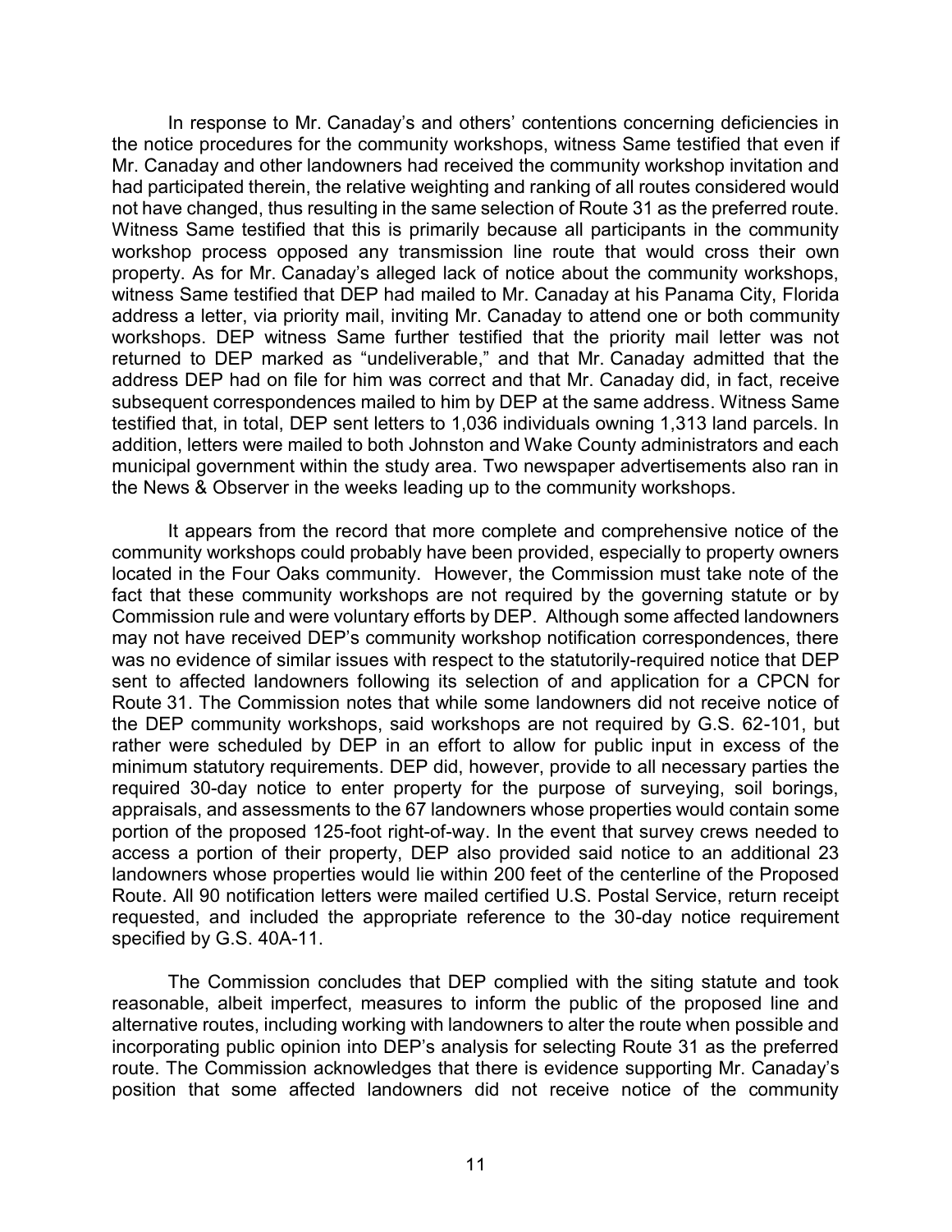In response to Mr. Canaday's and others' contentions concerning deficiencies in the notice procedures for the community workshops, witness Same testified that even if Mr. Canaday and other landowners had received the community workshop invitation and had participated therein, the relative weighting and ranking of all routes considered would not have changed, thus resulting in the same selection of Route 31 as the preferred route. Witness Same testified that this is primarily because all participants in the community workshop process opposed any transmission line route that would cross their own property. As for Mr. Canaday's alleged lack of notice about the community workshops, witness Same testified that DEP had mailed to Mr. Canaday at his Panama City, Florida address a letter, via priority mail, inviting Mr. Canaday to attend one or both community workshops. DEP witness Same further testified that the priority mail letter was not returned to DEP marked as "undeliverable," and that Mr. Canaday admitted that the address DEP had on file for him was correct and that Mr. Canaday did, in fact, receive subsequent correspondences mailed to him by DEP at the same address. Witness Same testified that, in total, DEP sent letters to 1,036 individuals owning 1,313 land parcels. In addition, letters were mailed to both Johnston and Wake County administrators and each municipal government within the study area. Two newspaper advertisements also ran in the News & Observer in the weeks leading up to the community workshops.

It appears from the record that more complete and comprehensive notice of the community workshops could probably have been provided, especially to property owners located in the Four Oaks community. However, the Commission must take note of the fact that these community workshops are not required by the governing statute or by Commission rule and were voluntary efforts by DEP. Although some affected landowners may not have received DEP's community workshop notification correspondences, there was no evidence of similar issues with respect to the statutorily-required notice that DEP sent to affected landowners following its selection of and application for a CPCN for Route 31. The Commission notes that while some landowners did not receive notice of the DEP community workshops, said workshops are not required by G.S. 62-101, but rather were scheduled by DEP in an effort to allow for public input in excess of the minimum statutory requirements. DEP did, however, provide to all necessary parties the required 30-day notice to enter property for the purpose of surveying, soil borings, appraisals, and assessments to the 67 landowners whose properties would contain some portion of the proposed 125-foot right-of-way. In the event that survey crews needed to access a portion of their property, DEP also provided said notice to an additional 23 landowners whose properties would lie within 200 feet of the centerline of the Proposed Route. All 90 notification letters were mailed certified U.S. Postal Service, return receipt requested, and included the appropriate reference to the 30-day notice requirement specified by G.S. 40A-11.

The Commission concludes that DEP complied with the siting statute and took reasonable, albeit imperfect, measures to inform the public of the proposed line and alternative routes, including working with landowners to alter the route when possible and incorporating public opinion into DEP's analysis for selecting Route 31 as the preferred route. The Commission acknowledges that there is evidence supporting Mr. Canaday's position that some affected landowners did not receive notice of the community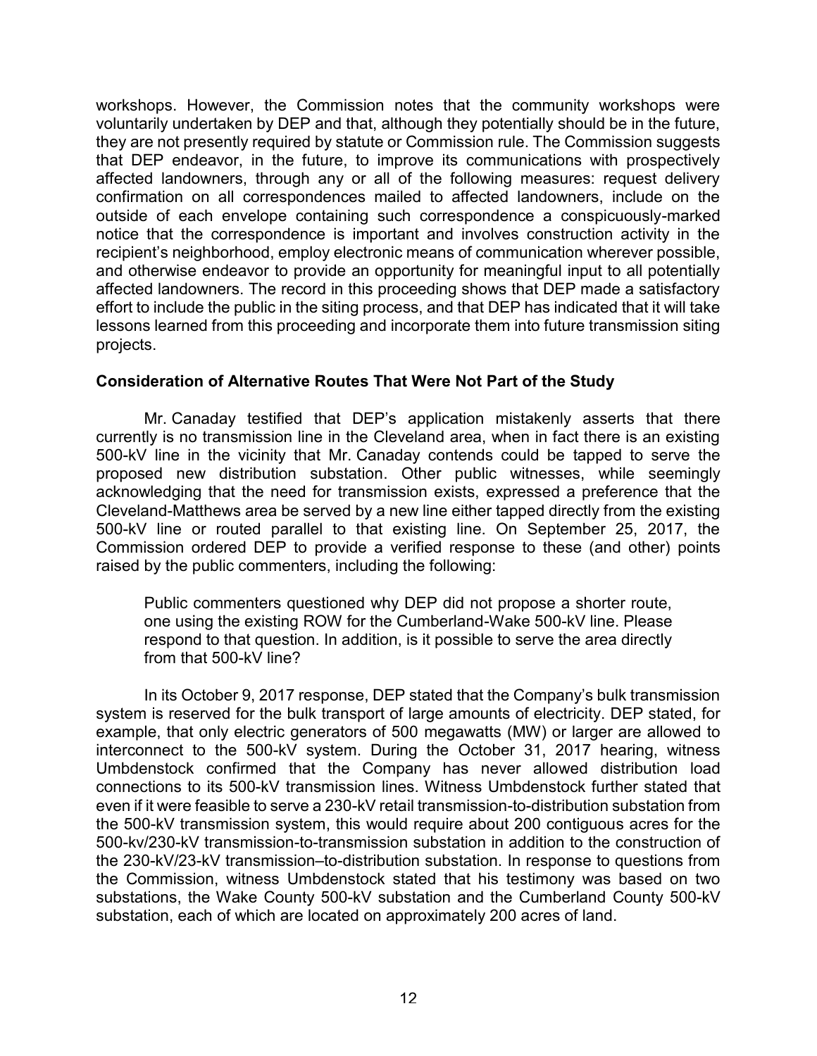workshops. However, the Commission notes that the community workshops were voluntarily undertaken by DEP and that, although they potentially should be in the future, they are not presently required by statute or Commission rule. The Commission suggests that DEP endeavor, in the future, to improve its communications with prospectively affected landowners, through any or all of the following measures: request delivery confirmation on all correspondences mailed to affected landowners, include on the outside of each envelope containing such correspondence a conspicuously-marked notice that the correspondence is important and involves construction activity in the recipient's neighborhood, employ electronic means of communication wherever possible, and otherwise endeavor to provide an opportunity for meaningful input to all potentially affected landowners. The record in this proceeding shows that DEP made a satisfactory effort to include the public in the siting process, and that DEP has indicated that it will take lessons learned from this proceeding and incorporate them into future transmission siting projects.

**Consideration of Alternative Routes That Were Not Part of the Study**

Mr. Canaday testified that DEP's application mistakenly asserts that there currently is no transmission line in the Cleveland area, when in fact there is an existing 500-kV line in the vicinity that Mr. Canaday contends could be tapped to serve the proposed new distribution substation. Other public witnesses, while seemingly acknowledging that the need for transmission exists, expressed a preference that the Cleveland-Matthews area be served by a new line either tapped directly from the existing 500-kV line or routed parallel to that existing line. On September 25, 2017, the Commission ordered DEP to provide a verified response to these (and other) points raised by the public commenters, including the following:

> Public commenters questioned why DEP did not propose a shorter route, one using the existing ROW for the Cumberland-Wake 500-kV line. Please respond to that question. In addition, is it possible to serve the area directly from that 500-kV line?

In its October 9, 2017 response, DEP stated that the Company's bulk transmission system is reserved for the bulk transport of large amounts of electricity. DEP stated, for example, that only electric generators of 500 megawatts (MW) or larger are allowed to interconnect to the 500-kV system. During the October 31, 2017 hearing, witness Umbdenstock confirmed that the Company has never allowed distribution load connections to its 500-kV transmission lines. Witness Umbdenstock further stated that even if it were feasible to serve a 230-kV retail transmission-to-distribution substation from the 500-kV transmission system, this would require about 200 contiguous acres for the 500-kv/230-kV transmission-to-transmission substation in addition to the construction of the 230-kV/23-kV transmission–to-distribution substation. In response to questions from the Commission, witness Umbdenstock stated that his testimony was based on two substations, the Wake County 500-kV substation and the Cumberland County 500-kV substation, each of which are located on approximately 200 acres of land.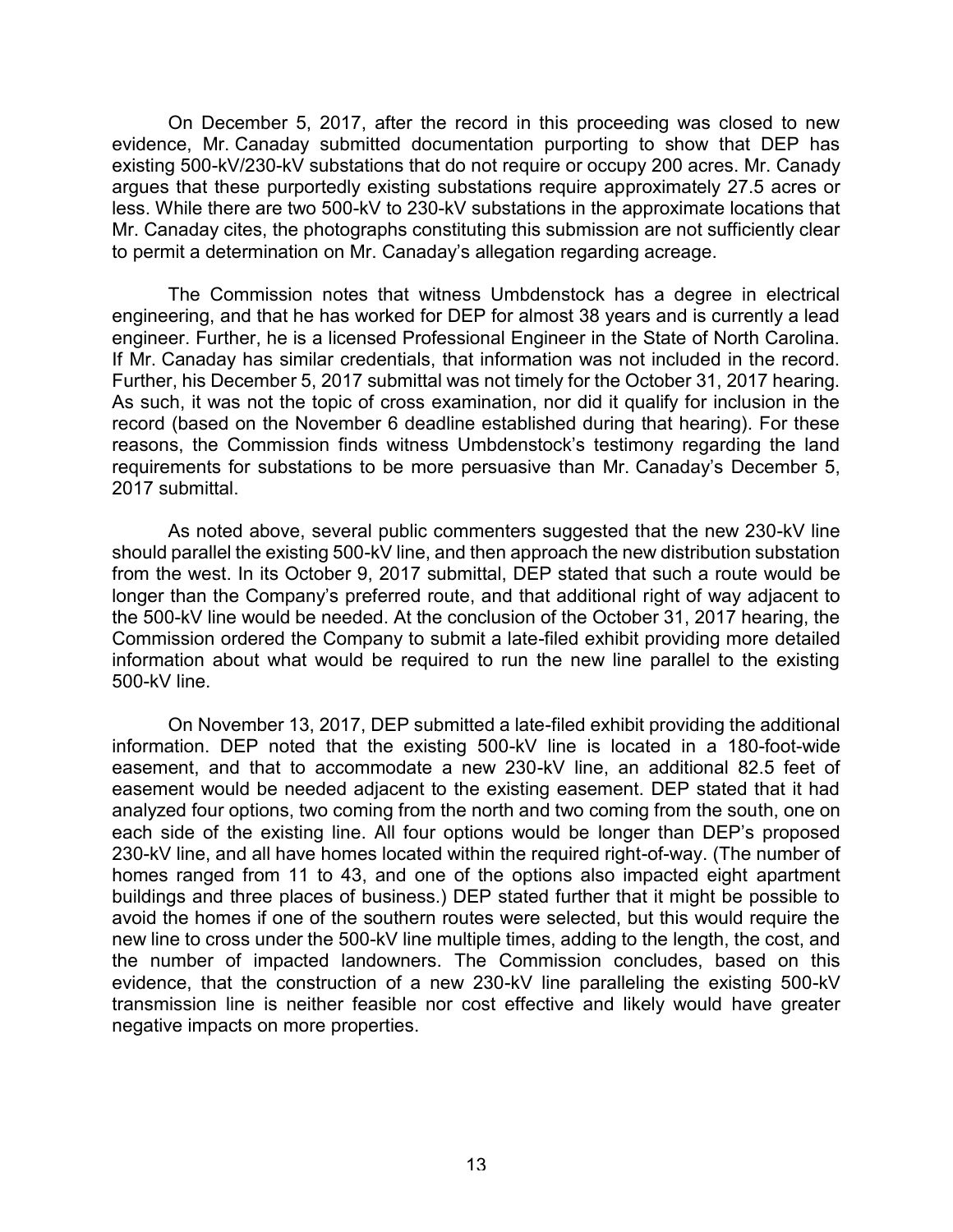On December 5, 2017, after the record in this proceeding was closed to new evidence, Mr. Canaday submitted documentation purporting to show that DEP has existing 500-kV/230-kV substations that do not require or occupy 200 acres. Mr. Canady argues that these purportedly existing substations require approximately 27.5 acres or less. While there are two 500-kV to 230-kV substations in the approximate locations that Mr. Canaday cites, the photographs constituting this submission are not sufficiently clear to permit a determination on Mr. Canaday's allegation regarding acreage.

The Commission notes that witness Umbdenstock has a degree in electrical engineering, and that he has worked for DEP for almost 38 years and is currently a lead engineer. Further, he is a licensed Professional Engineer in the State of North Carolina. If Mr. Canaday has similar credentials, that information was not included in the record. Further, his December 5, 2017 submittal was not timely for the October 31, 2017 hearing. As such, it was not the topic of cross examination, nor did it qualify for inclusion in the record (based on the November 6 deadline established during that hearing). For these reasons, the Commission finds witness Umbdenstock's testimony regarding the land requirements for substations to be more persuasive than Mr. Canaday's December 5, 2017 submittal.

As noted above, several public commenters suggested that the new 230-kV line should parallel the existing 500-kV line, and then approach the new distribution substation from the west. In its October 9, 2017 submittal, DEP stated that such a route would be longer than the Company's preferred route, and that additional right of way adjacent to the 500-kV line would be needed. At the conclusion of the October 31, 2017 hearing, the Commission ordered the Company to submit a late-filed exhibit providing more detailed information about what would be required to run the new line parallel to the existing 500-kV line.

On November 13, 2017, DEP submitted a late-filed exhibit providing the additional information. DEP noted that the existing 500-kV line is located in a 180-foot-wide easement, and that to accommodate a new 230-kV line, an additional 82.5 feet of easement would be needed adjacent to the existing easement. DEP stated that it had analyzed four options, two coming from the north and two coming from the south, one on each side of the existing line. All four options would be longer than DEP's proposed 230-kV line, and all have homes located within the required right-of-way. (The number of homes ranged from 11 to 43, and one of the options also impacted eight apartment buildings and three places of business.) DEP stated further that it might be possible to avoid the homes if one of the southern routes were selected, but this would require the new line to cross under the 500-kV line multiple times, adding to the length, the cost, and the number of impacted landowners. The Commission concludes, based on this evidence, that the construction of a new 230-kV line paralleling the existing 500-kV transmission line is neither feasible nor cost effective and likely would have greater negative impacts on more properties.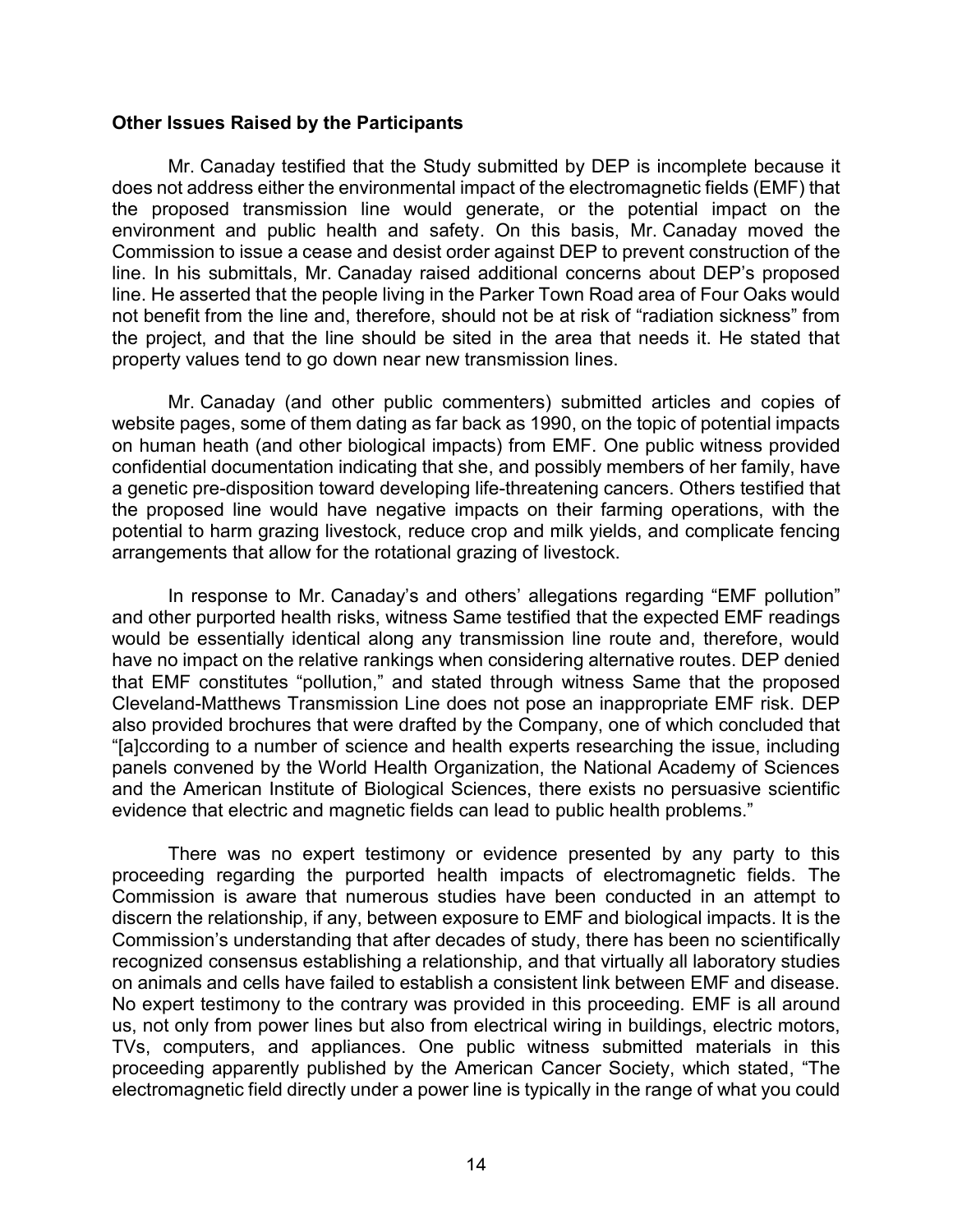**Other Issues Raised by the Participants**

Mr. Canaday testified that the Study submitted by DEP is incomplete because it does not address either the environmental impact of the electromagnetic fields (EMF) that the proposed transmission line would generate, or the potential impact on the environment and public health and safety. On this basis, Mr. Canaday moved the Commission to issue a cease and desist order against DEP to prevent construction of the line. In his submittals, Mr. Canaday raised additional concerns about DEP's proposed line. He asserted that the people living in the Parker Town Road area of Four Oaks would not benefit from the line and, therefore, should not be at risk of "radiation sickness" from the project, and that the line should be sited in the area that needs it. He stated that property values tend to go down near new transmission lines.

Mr. Canaday (and other public commenters) submitted articles and copies of website pages, some of them dating as far back as 1990, on the topic of potential impacts on human heath (and other biological impacts) from EMF. One public witness provided confidential documentation indicating that she, and possibly members of her family, have a genetic pre-disposition toward developing life-threatening cancers. Others testified that the proposed line would have negative impacts on their farming operations, with the potential to harm grazing livestock, reduce crop and milk yields, and complicate fencing arrangements that allow for the rotational grazing of livestock.

In response to Mr. Canaday's and others' allegations regarding "EMF pollution" and other purported health risks, witness Same testified that the expected EMF readings would be essentially identical along any transmission line route and, therefore, would have no impact on the relative rankings when considering alternative routes. DEP denied that EMF constitutes "pollution," and stated through witness Same that the proposed Cleveland-Matthews Transmission Line does not pose an inappropriate EMF risk. DEP also provided brochures that were drafted by the Company, one of which concluded that "[a]ccording to a number of science and health experts researching the issue, including panels convened by the World Health Organization, the National Academy of Sciences and the American Institute of Biological Sciences, there exists no persuasive scientific evidence that electric and magnetic fields can lead to public health problems."

There was no expert testimony or evidence presented by any party to this proceeding regarding the purported health impacts of electromagnetic fields. The Commission is aware that numerous studies have been conducted in an attempt to discern the relationship, if any, between exposure to EMF and biological impacts. It is the Commission's understanding that after decades of study, there has been no scientifically recognized consensus establishing a relationship, and that virtually all laboratory studies on animals and cells have failed to establish a consistent link between EMF and disease. No expert testimony to the contrary was provided in this proceeding. EMF is all around us, not only from power lines but also from electrical wiring in buildings, electric motors, TVs, computers, and appliances. One public witness submitted materials in this proceeding apparently published by the American Cancer Society, which stated, "The electromagnetic field directly under a power line is typically in the range of what you could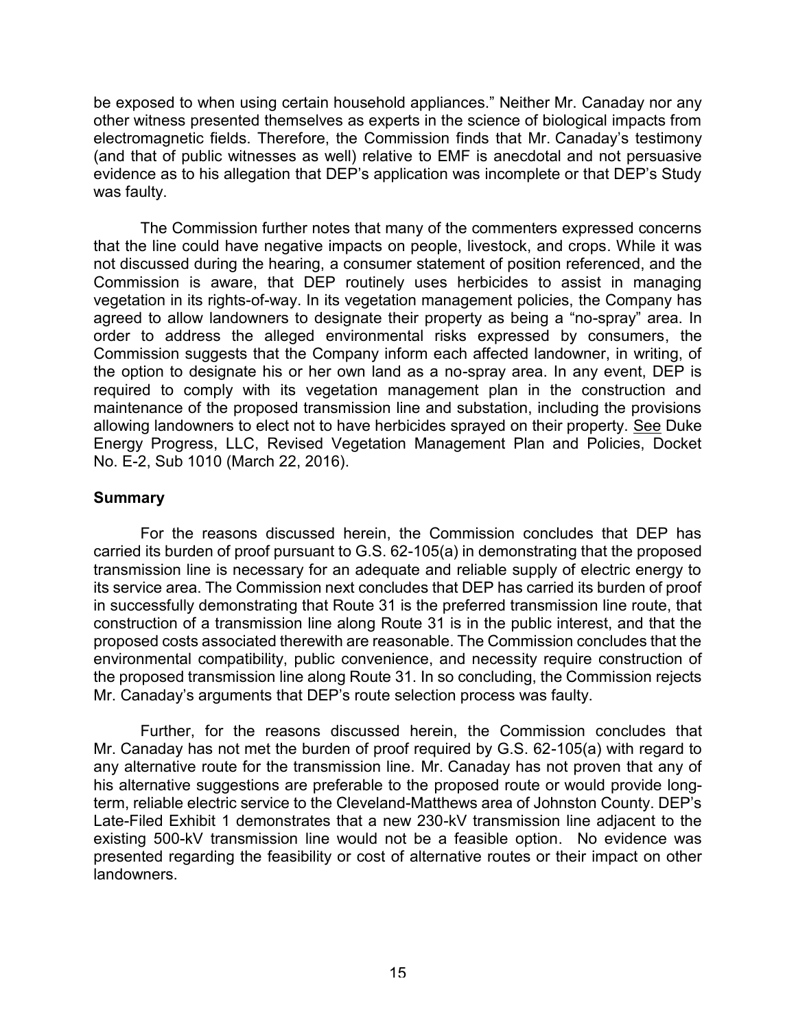be exposed to when using certain household appliances." Neither Mr. Canaday nor any other witness presented themselves as experts in the science of biological impacts from electromagnetic fields. Therefore, the Commission finds that Mr. Canaday's testimony (and that of public witnesses as well) relative to EMF is anecdotal and not persuasive evidence as to his allegation that DEP's application was incomplete or that DEP's Study was faulty.

The Commission further notes that many of the commenters expressed concerns that the line could have negative impacts on people, livestock, and crops. While it was not discussed during the hearing, a consumer statement of position referenced, and the Commission is aware, that DEP routinely uses herbicides to assist in managing vegetation in its rights-of-way. In its vegetation management policies, the Company has agreed to allow landowners to designate their property as being a "no-spray" area. In order to address the alleged environmental risks expressed by consumers, the Commission suggests that the Company inform each affected landowner, in writing, of the option to designate his or her own land as a no-spray area. In any event, DEP is required to comply with its vegetation management plan in the construction and maintenance of the proposed transmission line and substation, including the provisions allowing landowners to elect not to have herbicides sprayed on their property. See Duke Energy Progress, LLC, Revised Vegetation Management Plan and Policies, Docket No. E-2, Sub 1010 (March 22, 2016).

**Summary**

For the reasons discussed herein, the Commission concludes that DEP has carried its burden of proof pursuant to G.S. 62-105(a) in demonstrating that the proposed transmission line is necessary for an adequate and reliable supply of electric energy to its service area. The Commission next concludes that DEP has carried its burden of proof in successfully demonstrating that Route 31 is the preferred transmission line route, that construction of a transmission line along Route 31 is in the public interest, and that the proposed costs associated therewith are reasonable. The Commission concludes that the environmental compatibility, public convenience, and necessity require construction of the proposed transmission line along Route 31. In so concluding, the Commission rejects Mr. Canaday's arguments that DEP's route selection process was faulty.

Further, for the reasons discussed herein, the Commission concludes that Mr. Canaday has not met the burden of proof required by G.S. 62-105(a) with regard to any alternative route for the transmission line. Mr. Canaday has not proven that any of his alternative suggestions are preferable to the proposed route or would provide long-term, reliable electric service to the Cleveland-Matthews area of Johnston County. DEP's Late-Filed Exhibit 1 demonstrates that a new 230-kV transmission line adjacent to the existing 500-kV transmission line would not be a feasible option. No evidence was presented regarding the feasibility or cost of alternative routes or their impact on other landowners.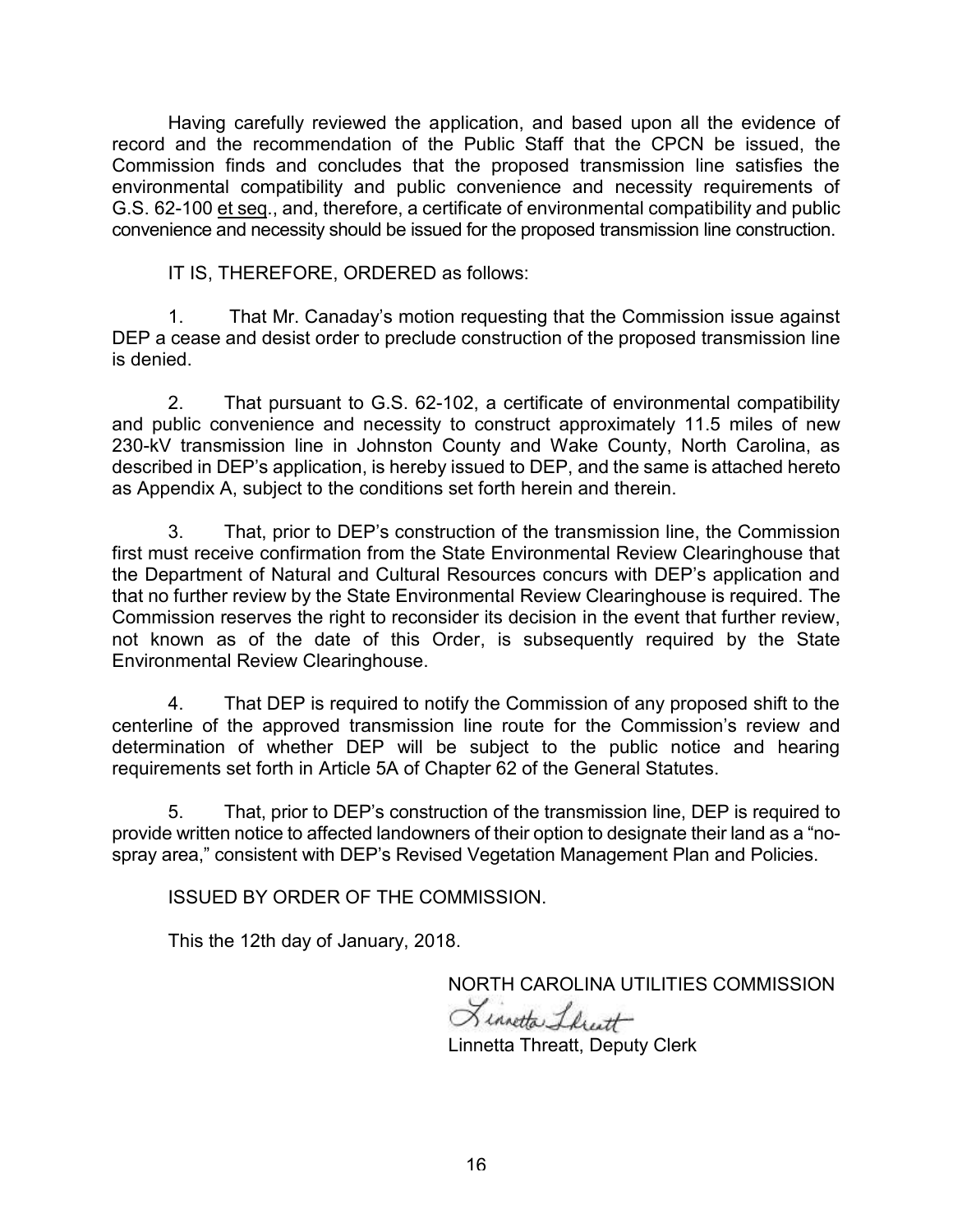Having carefully reviewed the application, and based upon all the evidence of record and the recommendation of the Public Staff that the CPCN be issued, the Commission finds and concludes that the proposed transmission line satisfies the environmental compatibility and public convenience and necessity requirements of G.S. 62-100 et seq., and, therefore, a certificate of environmental compatibility and public convenience and necessity should be issued for the proposed transmission line construction.

IT IS, THEREFORE, ORDERED as follows:

1. That Mr. Canaday's motion requesting that the Commission issue against DEP a cease and desist order to preclude construction of the proposed transmission line is denied.

2. That pursuant to G.S. 62-102, a certificate of environmental compatibility and public convenience and necessity to construct approximately 11.5 miles of new 230-kV transmission line in Johnston County and Wake County, North Carolina, as described in DEP's application, is hereby issued to DEP, and the same is attached hereto as Appendix A, subject to the conditions set forth herein and therein.

3. That, prior to DEP's construction of the transmission line, the Commission first must receive confirmation from the State Environmental Review Clearinghouse that the Department of Natural and Cultural Resources concurs with DEP's application and that no further review by the State Environmental Review Clearinghouse is required. The Commission reserves the right to reconsider its decision in the event that further review, not known as of the date of this Order, is subsequently required by the State Environmental Review Clearinghouse.

4. That DEP is required to notify the Commission of any proposed shift to the centerline of the approved transmission line route for the Commission's review and determination of whether DEP will be subject to the public notice and hearing requirements set forth in Article 5A of Chapter 62 of the General Statutes.

5. That, prior to DEP's construction of the transmission line, DEP is required to provide written notice to affected landowners of their option to designate their land as a "no-spray area," consistent with DEP's Revised Vegetation Management Plan and Policies.

ISSUED BY ORDER OF THE COMMISSION.

This the 12th day of January, 2018.

NORTH CAROLINA UTILITIES COMMISSION

Linnetta Threatt

Linnetta Threatt, Deputy Clerk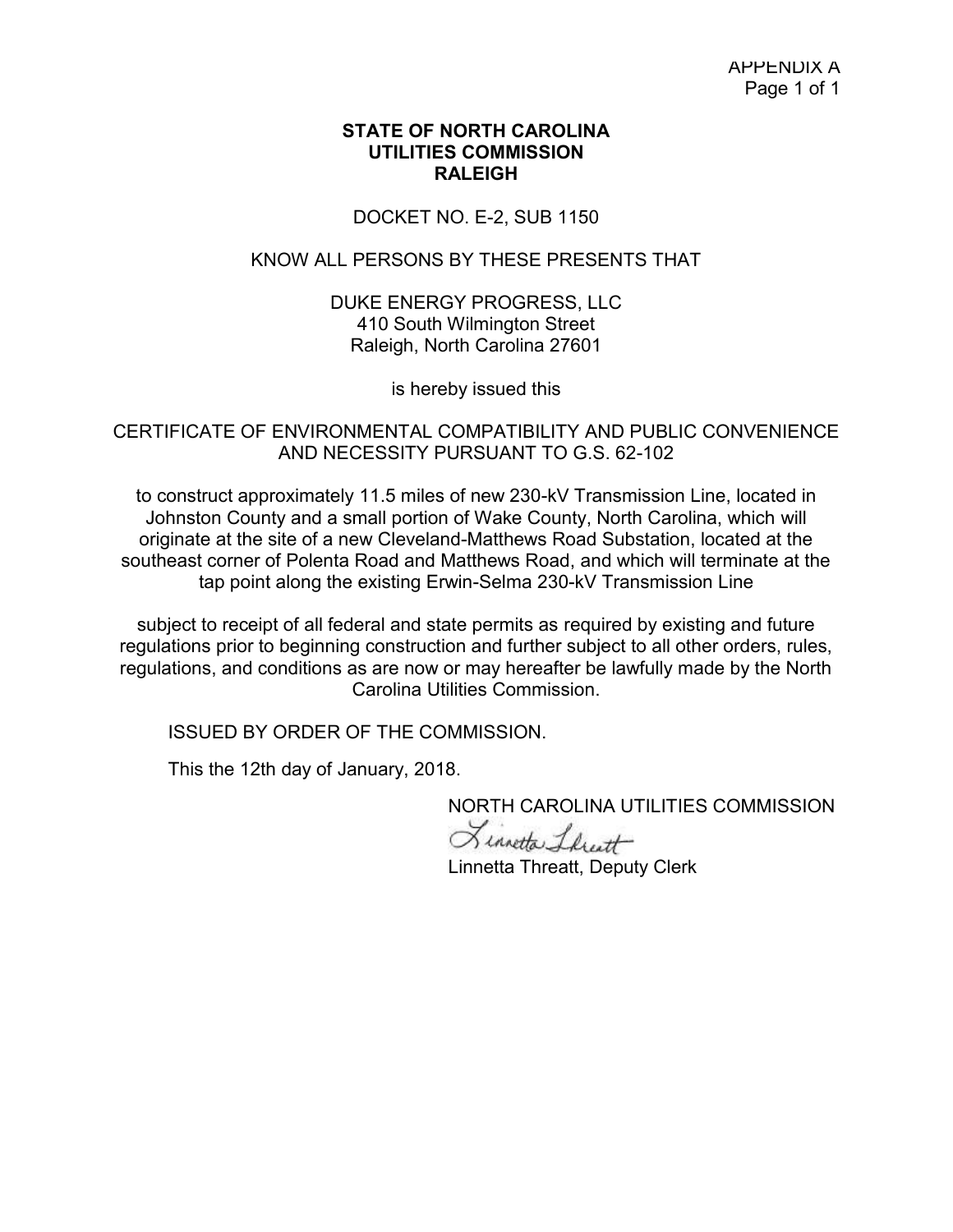APPENDIX A
Page 1 of 1

**STATE OF NORTH CAROLINA**
**UTILITIES COMMISSION**
**RALEIGH**

DOCKET NO. E-2, SUB 1150

KNOW ALL PERSONS BY THESE PRESENTS THAT

DUKE ENERGY PROGRESS, LLC
410 South Wilmington Street
Raleigh, North Carolina 27601

is hereby issued this

CERTIFICATE OF ENVIRONMENTAL COMPATIBILITY AND PUBLIC CONVENIENCE AND NECESSITY PURSUANT TO G.S. 62-102

to construct approximately 11.5 miles of new 230-kV Transmission Line, located in Johnston County and a small portion of Wake County, North Carolina, which will originate at the site of a new Cleveland-Matthews Road Substation, located at the southeast corner of Polenta Road and Matthews Road, and which will terminate at the tap point along the existing Erwin-Selma 230-kV Transmission Line

subject to receipt of all federal and state permits as required by existing and future regulations prior to beginning construction and further subject to all other orders, rules, regulations, and conditions as are now or may hereafter be lawfully made by the North Carolina Utilities Commission.

ISSUED BY ORDER OF THE COMMISSION.

This the 12th day of January, 2018.

NORTH CAROLINA UTILITIES COMMISSION

Linnetta Threatt, Deputy Clerk